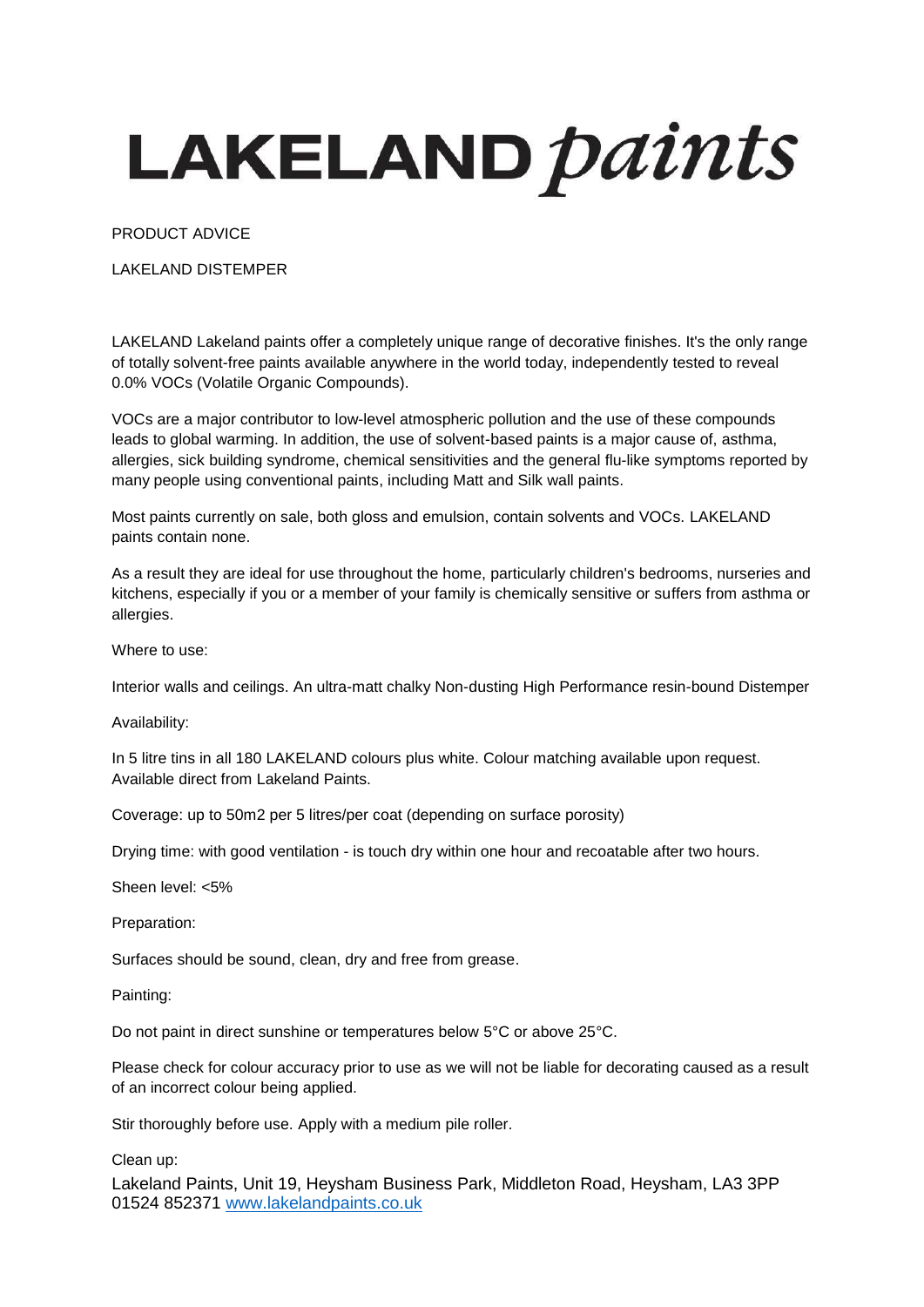# LAKELAND *paints*

PRODUCT ADVICE

LAKELAND DISTEMPER

LAKELAND Lakeland paints offer a completely unique range of decorative finishes. It's the only range of totally solvent-free paints available anywhere in the world today, independently tested to reveal 0.0% VOCs (Volatile Organic Compounds).

VOCs are a major contributor to low-level atmospheric pollution and the use of these compounds leads to global warming. In addition, the use of solvent-based paints is a major cause of, asthma, allergies, sick building syndrome, chemical sensitivities and the general flu-like symptoms reported by many people using conventional paints, including Matt and Silk wall paints.

Most paints currently on sale, both gloss and emulsion, contain solvents and VOCs. LAKELAND paints contain none.

As a result they are ideal for use throughout the home, particularly children's bedrooms, nurseries and kitchens, especially if you or a member of your family is chemically sensitive or suffers from asthma or allergies.

Where to use:

Interior walls and ceilings. An ultra-matt chalky Non-dusting High Performance resin-bound Distemper

Availability:

In 5 litre tins in all 180 LAKELAND colours plus white. Colour matching available upon request. Available direct from Lakeland Paints.

Coverage: up to 50m2 per 5 litres/per coat (depending on surface porosity)

Drying time: with good ventilation - is touch dry within one hour and recoatable after two hours.

Sheen level: <5%

Preparation:

Surfaces should be sound, clean, dry and free from grease.

Painting:

Do not paint in direct sunshine or temperatures below 5°C or above 25°C.

Please check for colour accuracy prior to use as we will not be liable for decorating caused as a result of an incorrect colour being applied.

Stir thoroughly before use. Apply with a medium pile roller.

Clean up:

Lakeland Paints, Unit 19, Heysham Business Park, Middleton Road, Heysham, LA3 3PP
01524 852371 [www.lakelandpaints.co.uk](http://www.lakelandpaints.co.uk)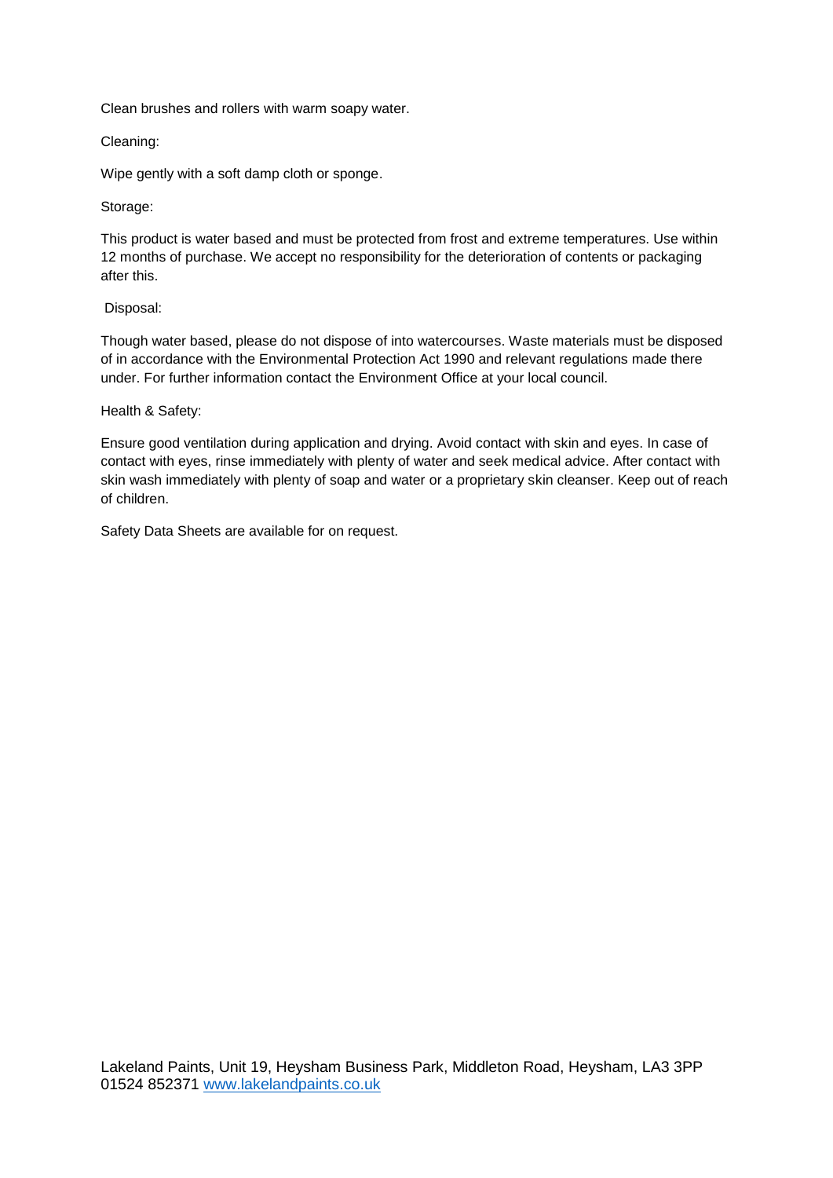Clean brushes and rollers with warm soapy water.

Cleaning:

Wipe gently with a soft damp cloth or sponge.

Storage:

This product is water based and must be protected from frost and extreme temperatures. Use within 12 months of purchase. We accept no responsibility for the deterioration of contents or packaging after this.

Disposal:

Though water based, please do not dispose of into watercourses. Waste materials must be disposed of in accordance with the Environmental Protection Act 1990 and relevant regulations made there under. For further information contact the Environment Office at your local council.

Health & Safety:

Ensure good ventilation during application and drying. Avoid contact with skin and eyes. In case of contact with eyes, rinse immediately with plenty of water and seek medical advice. After contact with skin wash immediately with plenty of soap and water or a proprietary skin cleanser. Keep out of reach of children.

Safety Data Sheets are available for on request.

Lakeland Paints, Unit 19, Heysham Business Park, Middleton Road, Heysham, LA3 3PP
01524 852371 [www.lakelandpaints.co.uk](http://www.lakelandpaints.co.uk)